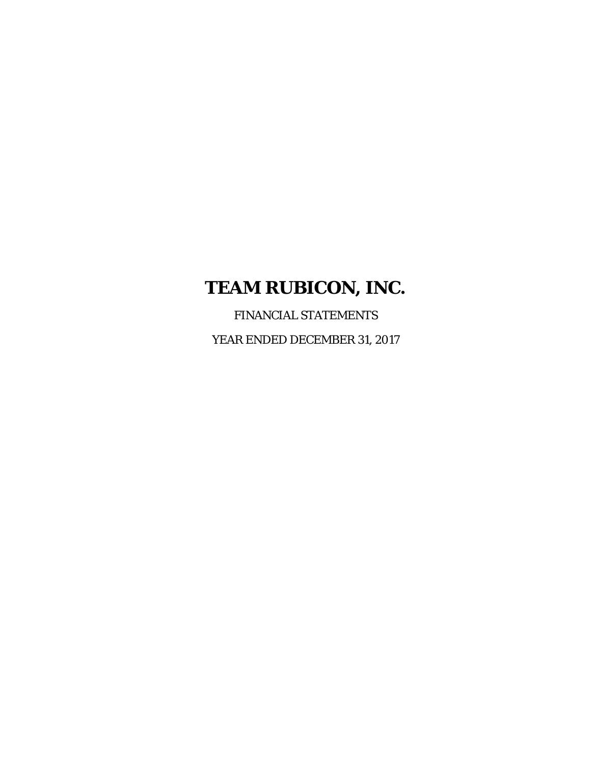# TEAM RUBICON, INC.

FINANCIAL STATEMENTS

YEAR ENDED DECEMBER 31, 2017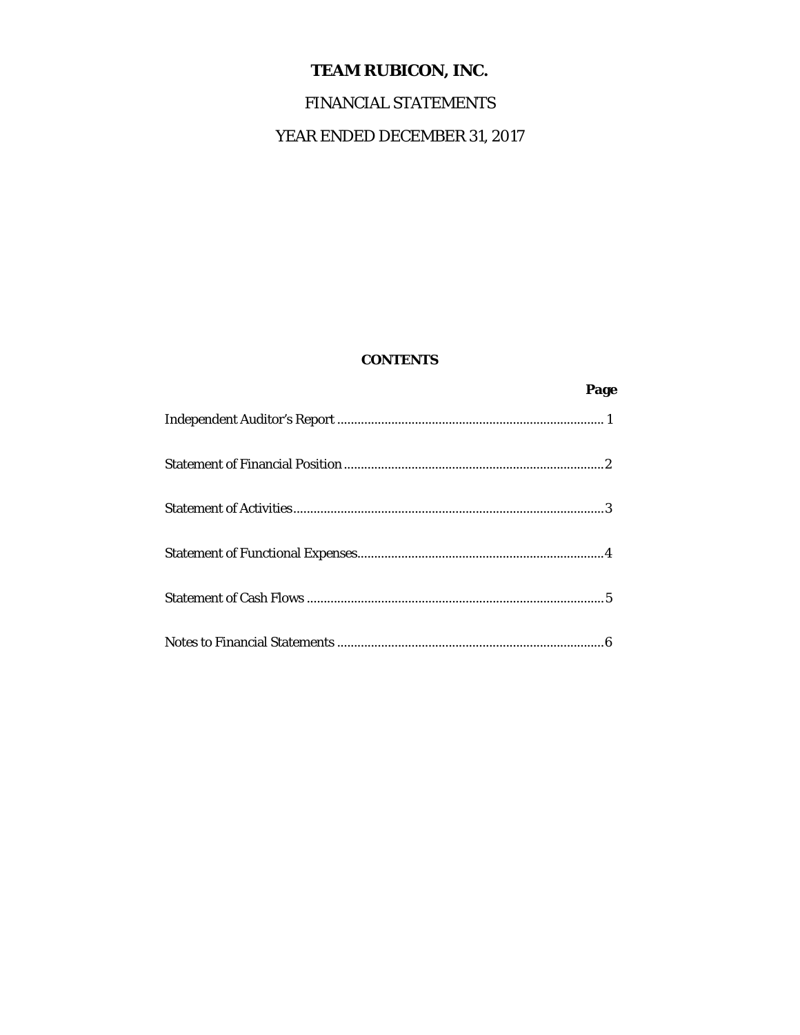# TEAM RUBICON, INC.

FINANCIAL STATEMENTS

YEAR ENDED DECEMBER 31, 2017

**CONTENTS**

| | **Page** |
|---|---|
| Independent Auditor's Report | 1 |
| Statement of Financial Position | 2 |
| Statement of Activities | 3 |
| Statement of Functional Expenses | 4 |
| Statement of Cash Flows | 5 |
| Notes to Financial Statements | 6 |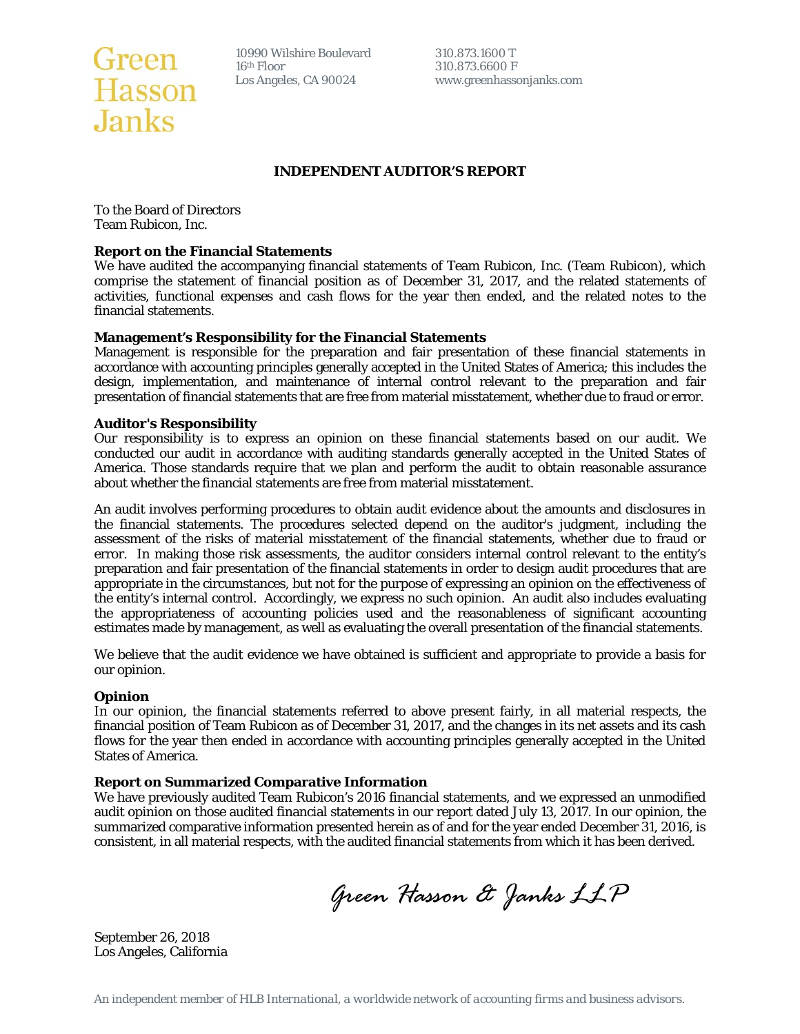Green Hasson Janks

10990 Wilshire Boulevard
16th Floor
Los Angeles, CA 90024

310.873.1600 T
310.873.6600 F
www.greenhassonjanks.com

# INDEPENDENT AUDITOR'S REPORT

To the Board of Directors
Team Rubicon, Inc.

**Report on the Financial Statements**
We have audited the accompanying financial statements of Team Rubicon, Inc. (Team Rubicon), which comprise the statement of financial position as of December 31, 2017, and the related statements of activities, functional expenses and cash flows for the year then ended, and the related notes to the financial statements.

**Management's Responsibility for the Financial Statements**
Management is responsible for the preparation and fair presentation of these financial statements in accordance with accounting principles generally accepted in the United States of America; this includes the design, implementation, and maintenance of internal control relevant to the preparation and fair presentation of financial statements that are free from material misstatement, whether due to fraud or error.

**Auditor's Responsibility**
Our responsibility is to express an opinion on these financial statements based on our audit. We conducted our audit in accordance with auditing standards generally accepted in the United States of America. Those standards require that we plan and perform the audit to obtain reasonable assurance about whether the financial statements are free from material misstatement.

An audit involves performing procedures to obtain audit evidence about the amounts and disclosures in the financial statements. The procedures selected depend on the auditor's judgment, including the assessment of the risks of material misstatement of the financial statements, whether due to fraud or error. In making those risk assessments, the auditor considers internal control relevant to the entity's preparation and fair presentation of the financial statements in order to design audit procedures that are appropriate in the circumstances, but not for the purpose of expressing an opinion on the effectiveness of the entity's internal control. Accordingly, we express no such opinion. An audit also includes evaluating the appropriateness of accounting policies used and the reasonableness of significant accounting estimates made by management, as well as evaluating the overall presentation of the financial statements.

We believe that the audit evidence we have obtained is sufficient and appropriate to provide a basis for our opinion.

**Opinion**
In our opinion, the financial statements referred to above present fairly, in all material respects, the financial position of Team Rubicon as of December 31, 2017, and the changes in its net assets and its cash flows for the year then ended in accordance with accounting principles generally accepted in the United States of America.

**Report on Summarized Comparative Information**
We have previously audited Team Rubicon's 2016 financial statements, and we expressed an unmodified audit opinion on those audited financial statements in our report dated July 13, 2017. In our opinion, the summarized comparative information presented herein as of and for the year ended December 31, 2016, is consistent, in all material respects, with the audited financial statements from which it has been derived.

*Green Hasson & Janks LLP*

September 26, 2018
Los Angeles, California

*An independent member of HLB International, a worldwide network of accounting firms and business advisors.*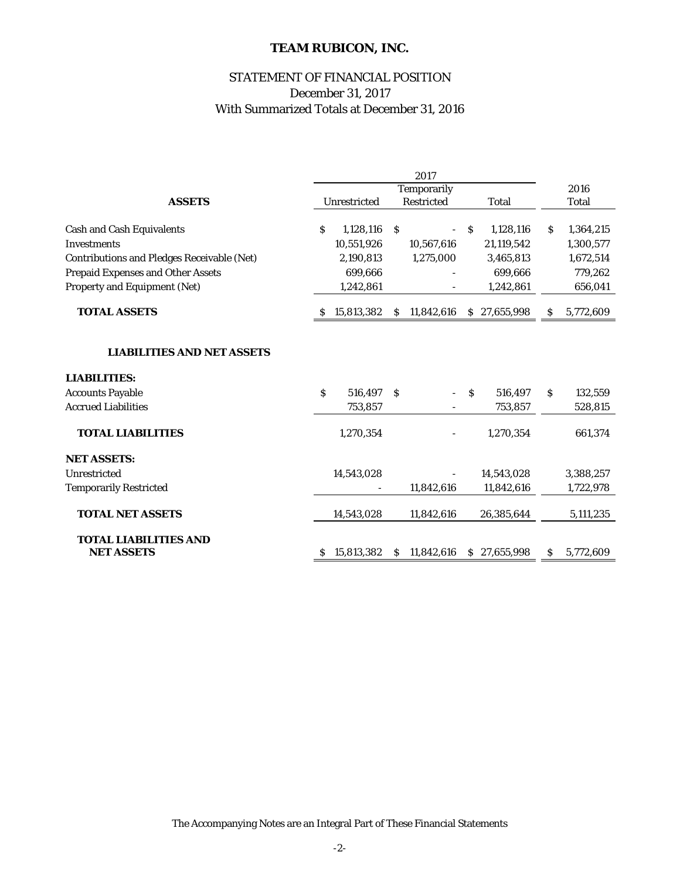# TEAM RUBICON, INC.

## STATEMENT OF FINANCIAL POSITION
December 31, 2017
With Summarized Totals at December 31, 2016

| | 2017 | | | 2016 |
|---|---|---|---|---|
| **ASSETS** | Unrestricted | Temporarily Restricted | Total | Total |
| Cash and Cash Equivalents | $ 1,128,116 | $ - | $ 1,128,116 | $ 1,364,215 |
| Investments | 10,551,926 | 10,567,616 | 21,119,542 | 1,300,577 |
| Contributions and Pledges Receivable (Net) | 2,190,813 | 1,275,000 | 3,465,813 | 1,672,514 |
| Prepaid Expenses and Other Assets | 699,666 | - | 699,666 | 779,262 |
| Property and Equipment (Net) | 1,242,861 | - | 1,242,861 | 656,041 |
| **TOTAL ASSETS** | $ 15,813,382 | $ 11,842,616 | $ 27,655,998 | $ 5,772,609 |
| **LIABILITIES AND NET ASSETS** | | | | |
| **LIABILITIES:** | | | | |
| Accounts Payable | $ 516,497 | $ - | $ 516,497 | $ 132,559 |
| Accrued Liabilities | 753,857 | - | 753,857 | 528,815 |
| **TOTAL LIABILITIES** | 1,270,354 | - | 1,270,354 | 661,374 |
| **NET ASSETS:** | | | | |
| Unrestricted | 14,543,028 | - | 14,543,028 | 3,388,257 |
| Temporarily Restricted | - | 11,842,616 | 11,842,616 | 1,722,978 |
| **TOTAL NET ASSETS** | 14,543,028 | 11,842,616 | 26,385,644 | 5,111,235 |
| **TOTAL LIABILITIES AND NET ASSETS** | $ 15,813,382 | $ 11,842,616 | $ 27,655,998 | $ 5,772,609 |

The Accompanying Notes are an Integral Part of These Financial Statements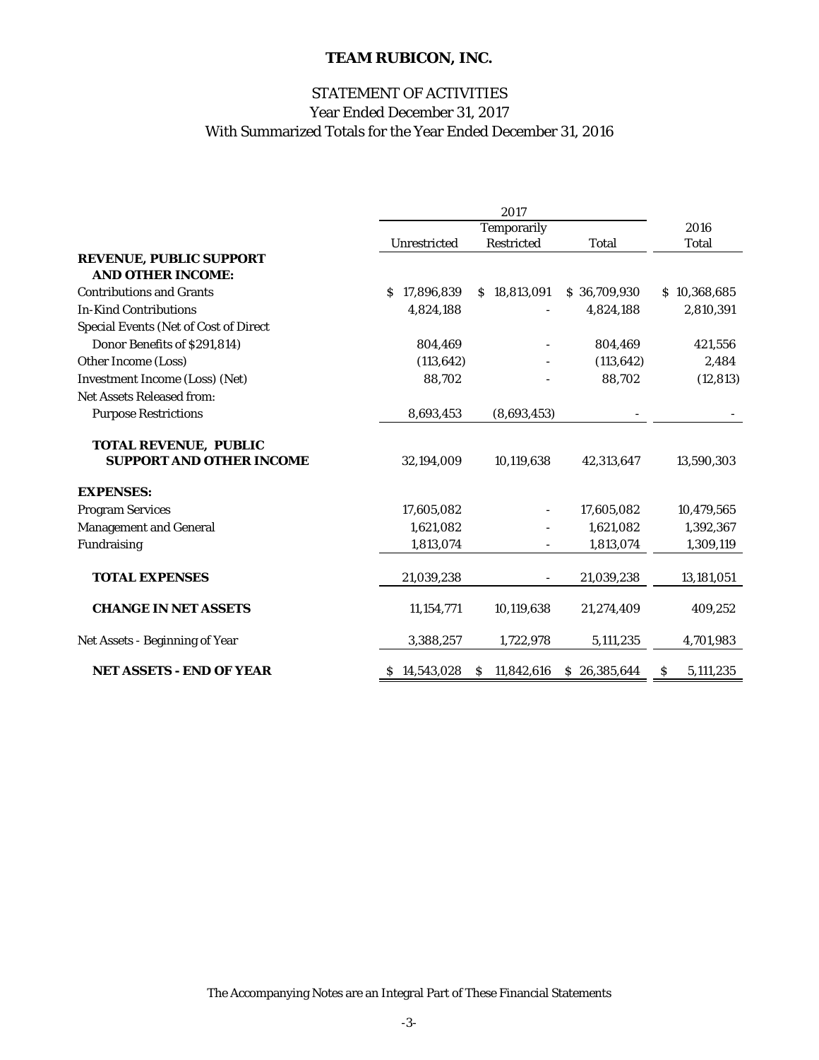# TEAM RUBICON, INC.

## STATEMENT OF ACTIVITIES
Year Ended December 31, 2017
With Summarized Totals for the Year Ended December 31, 2016

| | 2017 | | | 2016 |
|---|---|---|---|---|
| | Unrestricted | Temporarily Restricted | Total | Total |
| **REVENUE, PUBLIC SUPPORT AND OTHER INCOME:** | | | | |
| Contributions and Grants | $ 17,896,839 | $ 18,813,091 | $ 36,709,930 | $ 10,368,685 |
| In-Kind Contributions | 4,824,188 | - | 4,824,188 | 2,810,391 |
| Special Events (Net of Cost of Direct Donor Benefits of $291,814) | 804,469 | - | 804,469 | 421,556 |
| Other Income (Loss) | (113,642) | - | (113,642) | 2,484 |
| Investment Income (Loss) (Net) | 88,702 | - | 88,702 | (12,813) |
| Net Assets Released from: Purpose Restrictions | 8,693,453 | (8,693,453) | - | - |
| **TOTAL REVENUE, PUBLIC SUPPORT AND OTHER INCOME** | 32,194,009 | 10,119,638 | 42,313,647 | 13,590,303 |
| **EXPENSES:** | | | | |
| Program Services | 17,605,082 | - | 17,605,082 | 10,479,565 |
| Management and General | 1,621,082 | - | 1,621,082 | 1,392,367 |
| Fundraising | 1,813,074 | - | 1,813,074 | 1,309,119 |
| **TOTAL EXPENSES** | 21,039,238 | - | 21,039,238 | 13,181,051 |
| **CHANGE IN NET ASSETS** | 11,154,771 | 10,119,638 | 21,274,409 | 409,252 |
| Net Assets - Beginning of Year | 3,388,257 | 1,722,978 | 5,111,235 | 4,701,983 |
| **NET ASSETS - END OF YEAR** | $ 14,543,028 | $ 11,842,616 | $ 26,385,644 | $ 5,111,235 |

The Accompanying Notes are an Integral Part of These Financial Statements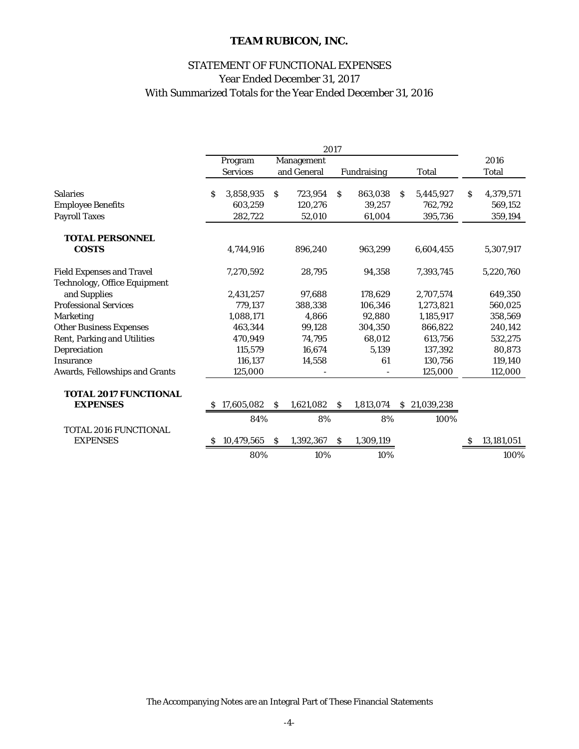# TEAM RUBICON, INC.

## STATEMENT OF FUNCTIONAL EXPENSES
### Year Ended December 31, 2017
### With Summarized Totals for the Year Ended December 31, 2016

| | 2017 | | | | |
|---|---|---|---|---|---|
| | Program Services | Management and General | Fundraising | Total | 2016 Total |
| Salaries | $ 3,858,935 | $ 723,954 | $ 863,038 | $ 5,445,927 | $ 4,379,571 |
| Employee Benefits | 603,259 | 120,276 | 39,257 | 762,792 | 569,152 |
| Payroll Taxes | 282,722 | 52,010 | 61,004 | 395,736 | 359,194 |
| **TOTAL PERSONNEL COSTS** | 4,744,916 | 896,240 | 963,299 | 6,604,455 | 5,307,917 |
| Field Expenses and Travel | 7,270,592 | 28,795 | 94,358 | 7,393,745 | 5,220,760 |
| Technology, Office Equipment and Supplies | 2,431,257 | 97,688 | 178,629 | 2,707,574 | 649,350 |
| Professional Services | 779,137 | 388,338 | 106,346 | 1,273,821 | 560,025 |
| Marketing | 1,088,171 | 4,866 | 92,880 | 1,185,917 | 358,569 |
| Other Business Expenses | 463,344 | 99,128 | 304,350 | 866,822 | 240,142 |
| Rent, Parking and Utilities | 470,949 | 74,795 | 68,012 | 613,756 | 532,275 |
| Depreciation | 115,579 | 16,674 | 5,139 | 137,392 | 80,873 |
| Insurance | 116,137 | 14,558 | 61 | 130,756 | 119,140 |
| Awards, Fellowships and Grants | 125,000 | - | - | 125,000 | 112,000 |
| **TOTAL 2017 FUNCTIONAL EXPENSES** | $ 17,605,082 | $ 1,621,082 | $ 1,813,074 | $ 21,039,238 | |
| | 84% | 8% | 8% | 100% | |
| TOTAL 2016 FUNCTIONAL EXPENSES | $ 10,479,565 | $ 1,392,367 | $ 1,309,119 | | $ 13,181,051 |
| | 80% | 10% | 10% | | 100% |

The Accompanying Notes are an Integral Part of These Financial Statements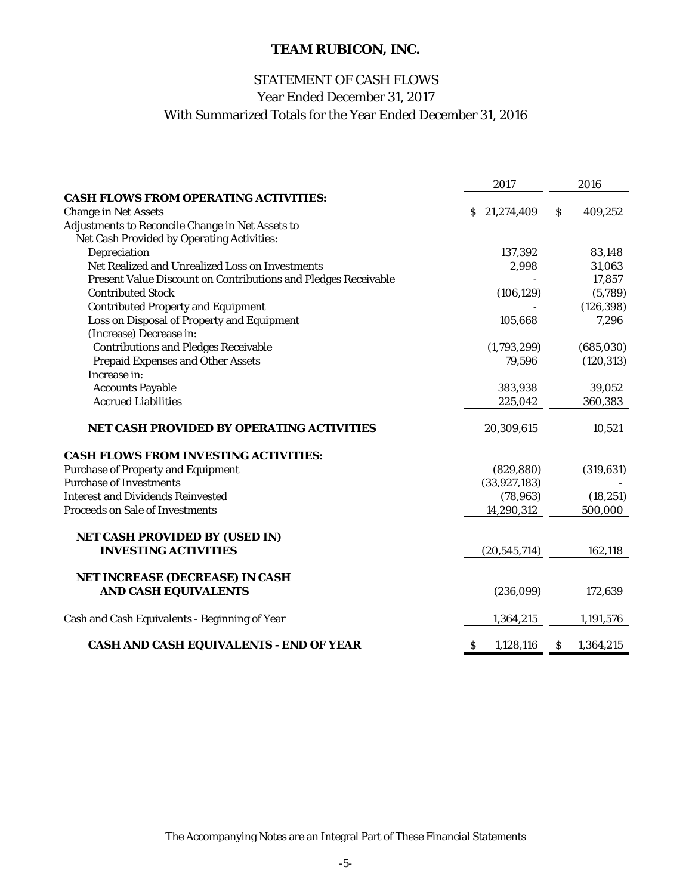# TEAM RUBICON, INC.

## STATEMENT OF CASH FLOWS
### Year Ended December 31, 2017
### With Summarized Totals for the Year Ended December 31, 2016

| | 2017 | 2016 |
|---|---|---|
| **CASH FLOWS FROM OPERATING ACTIVITIES:** | | |
| Change in Net Assets | $ 21,274,409 | $ 409,252 |
| Adjustments to Reconcile Change in Net Assets to | | |
| Net Cash Provided by Operating Activities: | | |
| Depreciation | 137,392 | 83,148 |
| Net Realized and Unrealized Loss on Investments | 2,998 | 31,063 |
| Present Value Discount on Contributions and Pledges Receivable | - | 17,857 |
| Contributed Stock | (106,129) | (5,789) |
| Contributed Property and Equipment | - | (126,398) |
| Loss on Disposal of Property and Equipment | 105,668 | 7,296 |
| (Increase) Decrease in: | | |
| Contributions and Pledges Receivable | (1,793,299) | (685,030) |
| Prepaid Expenses and Other Assets | 79,596 | (120,313) |
| Increase in: | | |
| Accounts Payable | 383,938 | 39,052 |
| Accrued Liabilities | 225,042 | 360,383 |
| **NET CASH PROVIDED BY OPERATING ACTIVITIES** | 20,309,615 | 10,521 |
| **CASH FLOWS FROM INVESTING ACTIVITIES:** | | |
| Purchase of Property and Equipment | (829,880) | (319,631) |
| Purchase of Investments | (33,927,183) | - |
| Interest and Dividends Reinvested | (78,963) | (18,251) |
| Proceeds on Sale of Investments | 14,290,312 | 500,000 |
| **NET CASH PROVIDED BY (USED IN) INVESTING ACTIVITIES** | (20,545,714) | 162,118 |
| **NET INCREASE (DECREASE) IN CASH AND CASH EQUIVALENTS** | (236,099) | 172,639 |
| Cash and Cash Equivalents - Beginning of Year | 1,364,215 | 1,191,576 |
| **CASH AND CASH EQUIVALENTS - END OF YEAR** | $ 1,128,116 | $ 1,364,215 |

The Accompanying Notes are an Integral Part of These Financial Statements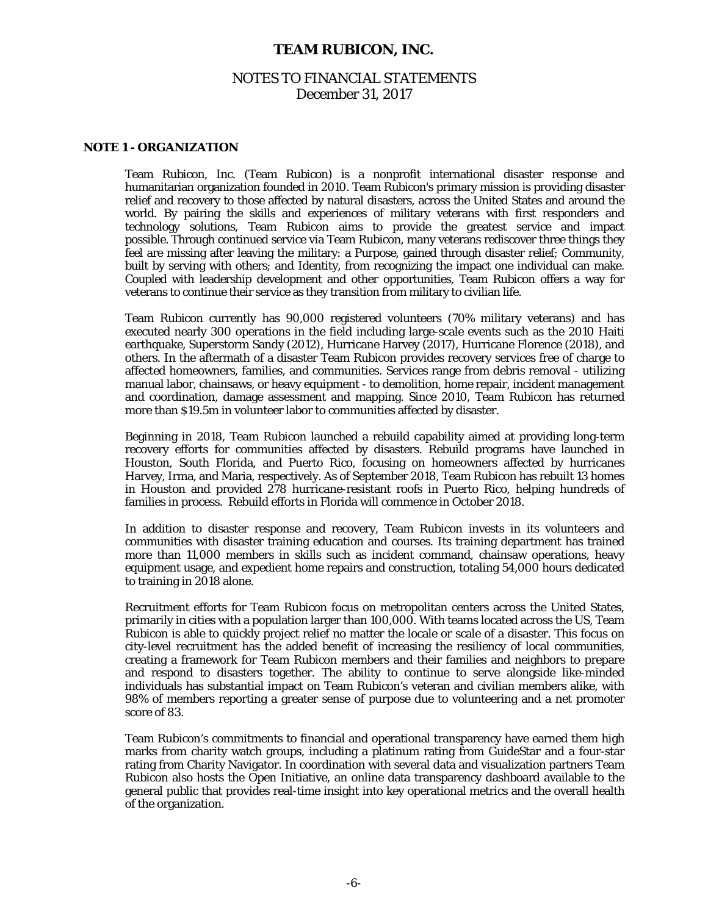# TEAM RUBICON, INC.

## NOTES TO FINANCIAL STATEMENTS
December 31, 2017

### NOTE 1 - ORGANIZATION

Team Rubicon, Inc. (Team Rubicon) is a nonprofit international disaster response and humanitarian organization founded in 2010. Team Rubicon's primary mission is providing disaster relief and recovery to those affected by natural disasters, across the United States and around the world. By pairing the skills and experiences of military veterans with first responders and technology solutions, Team Rubicon aims to provide the greatest service and impact possible. Through continued service via Team Rubicon, many veterans rediscover three things they feel are missing after leaving the military: a Purpose, gained through disaster relief; Community, built by serving with others; and Identity, from recognizing the impact one individual can make. Coupled with leadership development and other opportunities, Team Rubicon offers a way for veterans to continue their service as they transition from military to civilian life.

Team Rubicon currently has 90,000 registered volunteers (70% military veterans) and has executed nearly 300 operations in the field including large-scale events such as the 2010 Haiti earthquake, Superstorm Sandy (2012), Hurricane Harvey (2017), Hurricane Florence (2018), and others. In the aftermath of a disaster Team Rubicon provides recovery services free of charge to affected homeowners, families, and communities. Services range from debris removal - utilizing manual labor, chainsaws, or heavy equipment - to demolition, home repair, incident management and coordination, damage assessment and mapping. Since 2010, Team Rubicon has returned more than $19.5m in volunteer labor to communities affected by disaster.

Beginning in 2018, Team Rubicon launched a rebuild capability aimed at providing long-term recovery efforts for communities affected by disasters. Rebuild programs have launched in Houston, South Florida, and Puerto Rico, focusing on homeowners affected by hurricanes Harvey, Irma, and Maria, respectively. As of September 2018, Team Rubicon has rebuilt 13 homes in Houston and provided 278 hurricane-resistant roofs in Puerto Rico, helping hundreds of families in process. Rebuild efforts in Florida will commence in October 2018.

In addition to disaster response and recovery, Team Rubicon invests in its volunteers and communities with disaster training education and courses. Its training department has trained more than 11,000 members in skills such as incident command, chainsaw operations, heavy equipment usage, and expedient home repairs and construction, totaling 54,000 hours dedicated to training in 2018 alone.

Recruitment efforts for Team Rubicon focus on metropolitan centers across the United States, primarily in cities with a population larger than 100,000. With teams located across the US, Team Rubicon is able to quickly project relief no matter the locale or scale of a disaster. This focus on city-level recruitment has the added benefit of increasing the resiliency of local communities, creating a framework for Team Rubicon members and their families and neighbors to prepare and respond to disasters together. The ability to continue to serve alongside like-minded individuals has substantial impact on Team Rubicon's veteran and civilian members alike, with 98% of members reporting a greater sense of purpose due to volunteering and a net promoter score of 83.

Team Rubicon's commitments to financial and operational transparency have earned them high marks from charity watch groups, including a platinum rating from GuideStar and a four-star rating from Charity Navigator. In coordination with several data and visualization partners Team Rubicon also hosts the Open Initiative, an online data transparency dashboard available to the general public that provides real-time insight into key operational metrics and the overall health of the organization.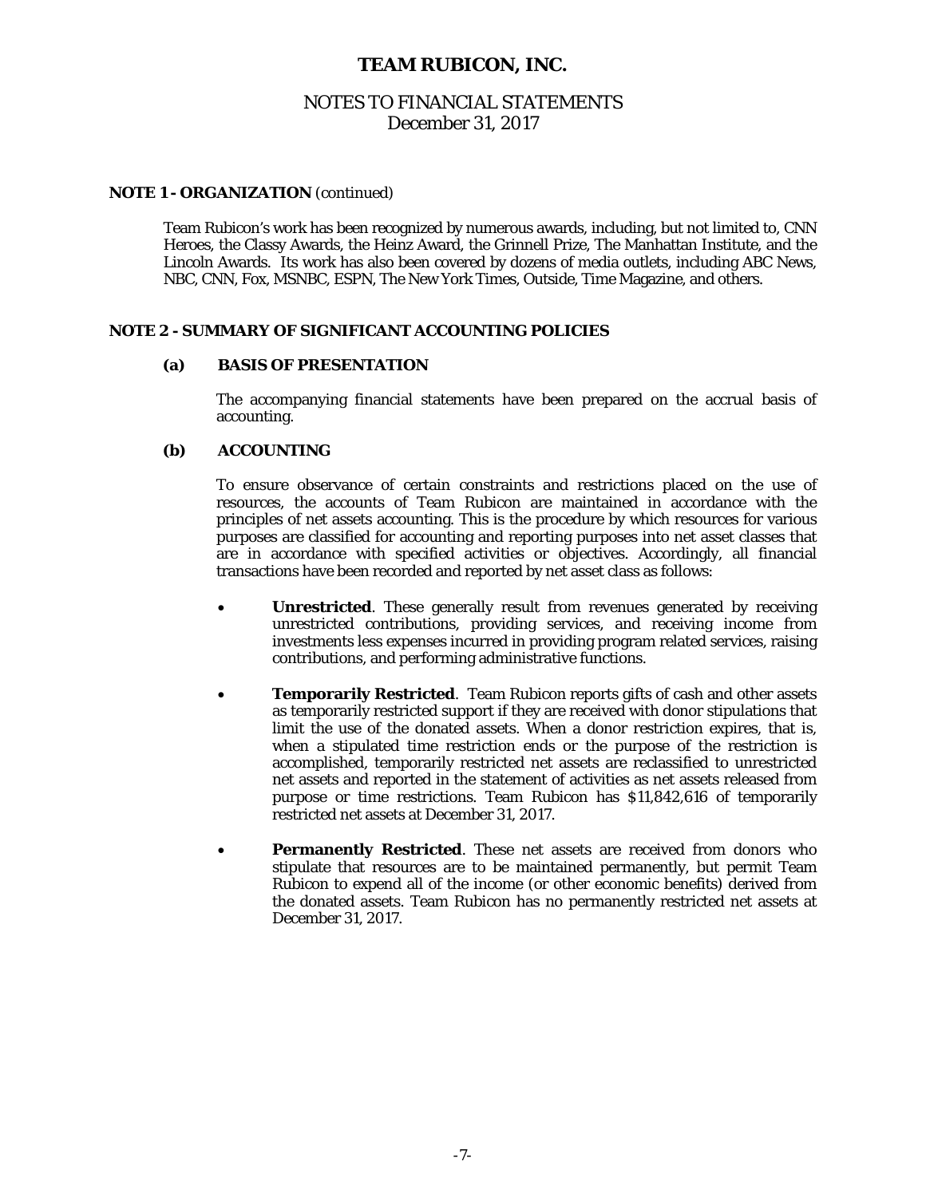**NOTE 1 - ORGANIZATION** (continued)

Team Rubicon's work has been recognized by numerous awards, including, but not limited to, CNN Heroes, the Classy Awards, the Heinz Award, the Grinnell Prize, The Manhattan Institute, and the Lincoln Awards. Its work has also been covered by dozens of media outlets, including ABC News, NBC, CNN, Fox, MSNBC, ESPN, The New York Times, Outside, Time Magazine, and others.

**NOTE 2 - SUMMARY OF SIGNIFICANT ACCOUNTING POLICIES**

**(a) BASIS OF PRESENTATION**

The accompanying financial statements have been prepared on the accrual basis of accounting.

**(b) ACCOUNTING**

To ensure observance of certain constraints and restrictions placed on the use of resources, the accounts of Team Rubicon are maintained in accordance with the principles of net assets accounting. This is the procedure by which resources for various purposes are classified for accounting and reporting purposes into net asset classes that are in accordance with specified activities or objectives. Accordingly, all financial transactions have been recorded and reported by net asset class as follows:

- **Unrestricted**. These generally result from revenues generated by receiving unrestricted contributions, providing services, and receiving income from investments less expenses incurred in providing program related services, raising contributions, and performing administrative functions.

- **Temporarily Restricted**. Team Rubicon reports gifts of cash and other assets as temporarily restricted support if they are received with donor stipulations that limit the use of the donated assets. When a donor restriction expires, that is, when a stipulated time restriction ends or the purpose of the restriction is accomplished, temporarily restricted net assets are reclassified to unrestricted net assets and reported in the statement of activities as net assets released from purpose or time restrictions. Team Rubicon has $11,842,616 of temporarily restricted net assets at December 31, 2017.

- **Permanently Restricted**. These net assets are received from donors who stipulate that resources are to be maintained permanently, but permit Team Rubicon to expend all of the income (or other economic benefits) derived from the donated assets. Team Rubicon has no permanently restricted net assets at December 31, 2017.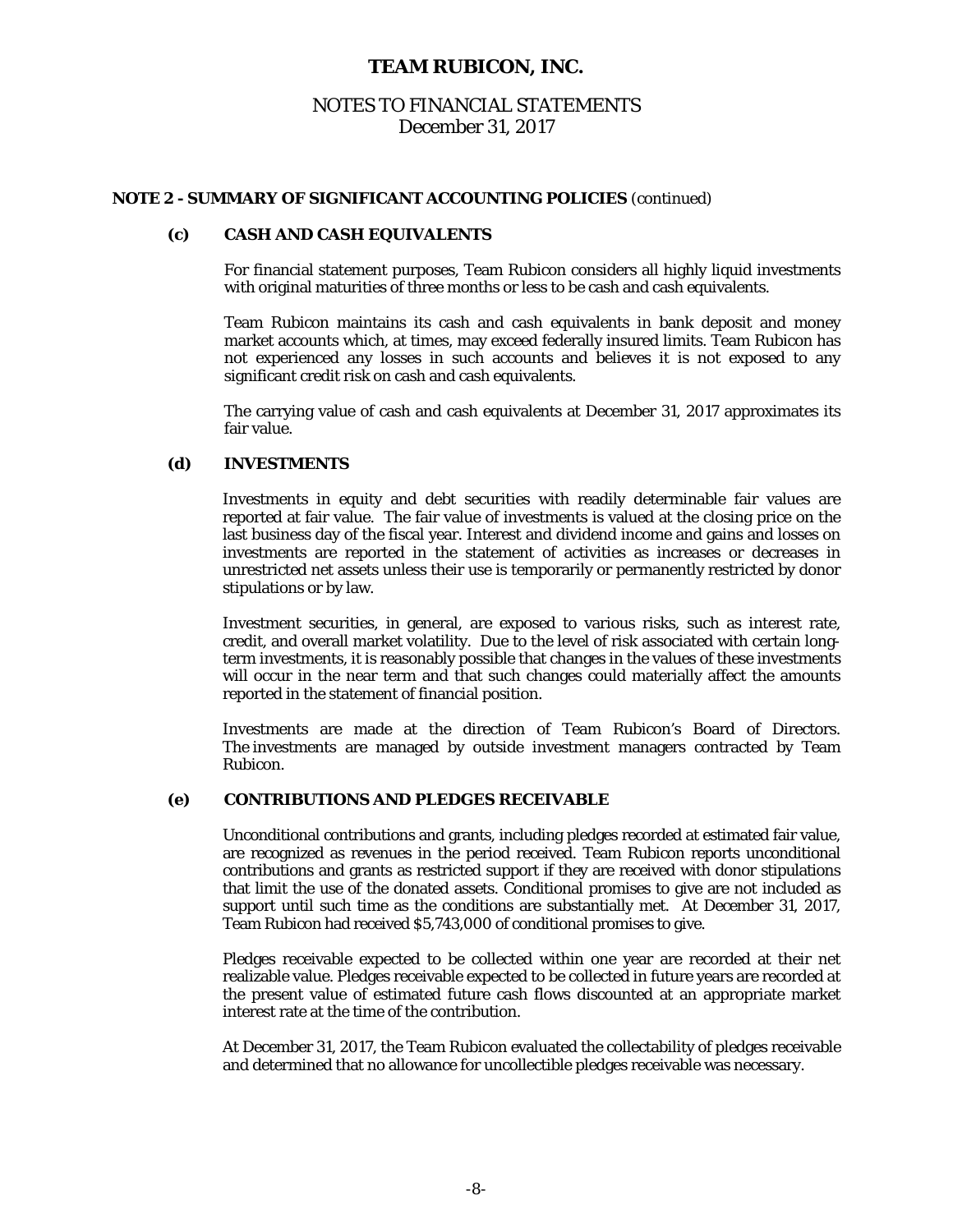# TEAM RUBICON, INC.

## NOTES TO FINANCIAL STATEMENTS
December 31, 2017

**NOTE 2 - SUMMARY OF SIGNIFICANT ACCOUNTING POLICIES** *(continued)*

### (c) CASH AND CASH EQUIVALENTS

For financial statement purposes, Team Rubicon considers all highly liquid investments with original maturities of three months or less to be cash and cash equivalents.

Team Rubicon maintains its cash and cash equivalents in bank deposit and money market accounts which, at times, may exceed federally insured limits. Team Rubicon has not experienced any losses in such accounts and believes it is not exposed to any significant credit risk on cash and cash equivalents.

The carrying value of cash and cash equivalents at December 31, 2017 approximates its fair value.

### (d) INVESTMENTS

Investments in equity and debt securities with readily determinable fair values are reported at fair value. The fair value of investments is valued at the closing price on the last business day of the fiscal year. Interest and dividend income and gains and losses on investments are reported in the statement of activities as increases or decreases in unrestricted net assets unless their use is temporarily or permanently restricted by donor stipulations or by law.

Investment securities, in general, are exposed to various risks, such as interest rate, credit, and overall market volatility. Due to the level of risk associated with certain long-term investments, it is reasonably possible that changes in the values of these investments will occur in the near term and that such changes could materially affect the amounts reported in the statement of financial position.

Investments are made at the direction of Team Rubicon's Board of Directors. The investments are managed by outside investment managers contracted by Team Rubicon.

### (e) CONTRIBUTIONS AND PLEDGES RECEIVABLE

Unconditional contributions and grants, including pledges recorded at estimated fair value, are recognized as revenues in the period received. Team Rubicon reports unconditional contributions and grants as restricted support if they are received with donor stipulations that limit the use of the donated assets. Conditional promises to give are not included as support until such time as the conditions are substantially met. At December 31, 2017, Team Rubicon had received $5,743,000 of conditional promises to give.

Pledges receivable expected to be collected within one year are recorded at their net realizable value. Pledges receivable expected to be collected in future years are recorded at the present value of estimated future cash flows discounted at an appropriate market interest rate at the time of the contribution.

At December 31, 2017, the Team Rubicon evaluated the collectability of pledges receivable and determined that no allowance for uncollectible pledges receivable was necessary.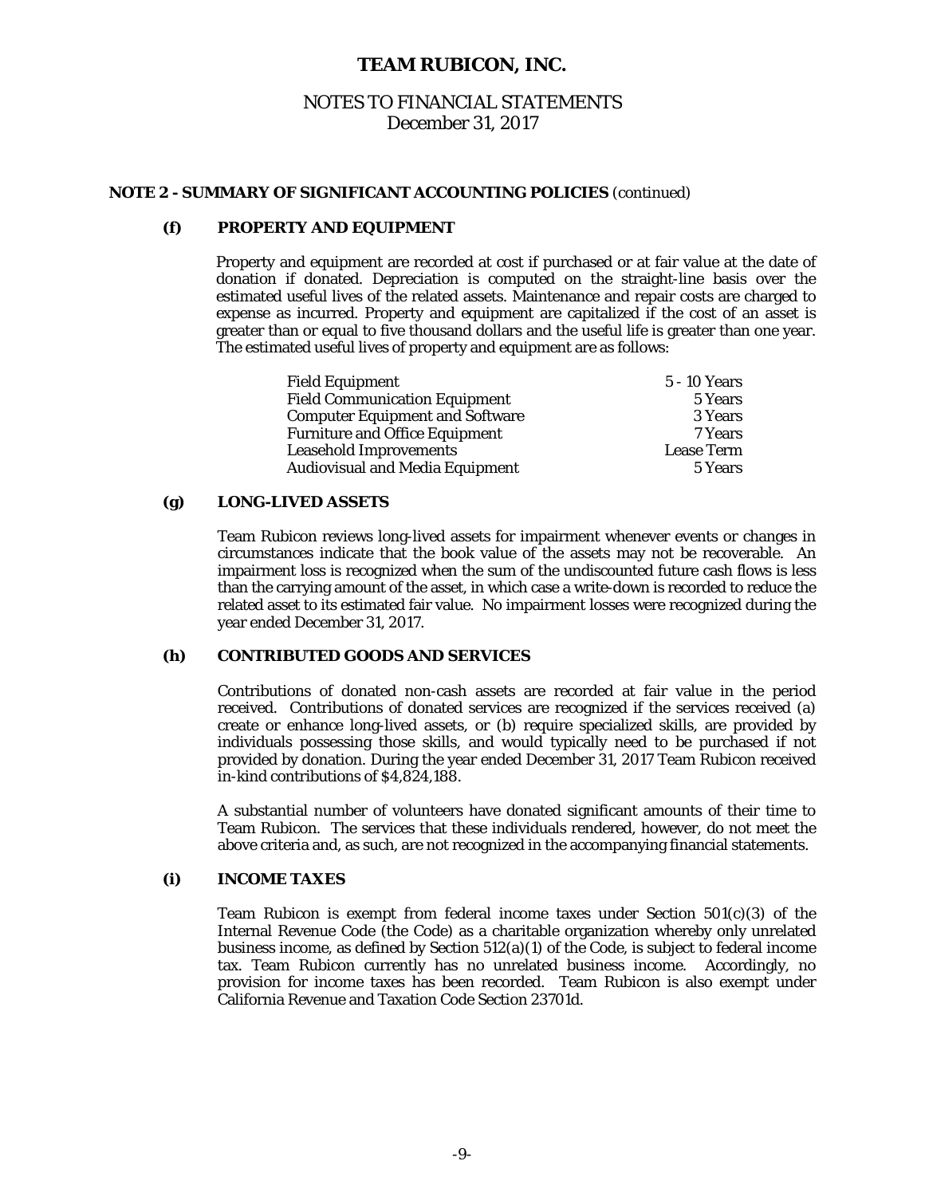# TEAM RUBICON, INC.

## NOTES TO FINANCIAL STATEMENTS
## December 31, 2017

### NOTE 2 - SUMMARY OF SIGNIFICANT ACCOUNTING POLICIES *(continued)*

#### (f) PROPERTY AND EQUIPMENT

Property and equipment are recorded at cost if purchased or at fair value at the date of donation if donated. Depreciation is computed on the straight-line basis over the estimated useful lives of the related assets. Maintenance and repair costs are charged to expense as incurred. Property and equipment are capitalized if the cost of an asset is greater than or equal to five thousand dollars and the useful life is greater than one year. The estimated useful lives of property and equipment are as follows:

| | |
|---|---|
| Field Equipment | 5 - 10 Years |
| Field Communication Equipment | 5 Years |
| Computer Equipment and Software | 3 Years |
| Furniture and Office Equipment | 7 Years |
| Leasehold Improvements | Lease Term |
| Audiovisual and Media Equipment | 5 Years |

#### (g) LONG-LIVED ASSETS

Team Rubicon reviews long-lived assets for impairment whenever events or changes in circumstances indicate that the book value of the assets may not be recoverable. An impairment loss is recognized when the sum of the undiscounted future cash flows is less than the carrying amount of the asset, in which case a write-down is recorded to reduce the related asset to its estimated fair value. No impairment losses were recognized during the year ended December 31, 2017.

#### (h) CONTRIBUTED GOODS AND SERVICES

Contributions of donated non-cash assets are recorded at fair value in the period received. Contributions of donated services are recognized if the services received (a) create or enhance long-lived assets, or (b) require specialized skills, are provided by individuals possessing those skills, and would typically need to be purchased if not provided by donation. During the year ended December 31, 2017 Team Rubicon received in-kind contributions of $4,824,188.

A substantial number of volunteers have donated significant amounts of their time to Team Rubicon. The services that these individuals rendered, however, do not meet the above criteria and, as such, are not recognized in the accompanying financial statements.

#### (i) INCOME TAXES

Team Rubicon is exempt from federal income taxes under Section 501(c)(3) of the Internal Revenue Code (the Code) as a charitable organization whereby only unrelated business income, as defined by Section 512(a)(1) of the Code, is subject to federal income tax. Team Rubicon currently has no unrelated business income. Accordingly, no provision for income taxes has been recorded. Team Rubicon is also exempt under California Revenue and Taxation Code Section 23701d.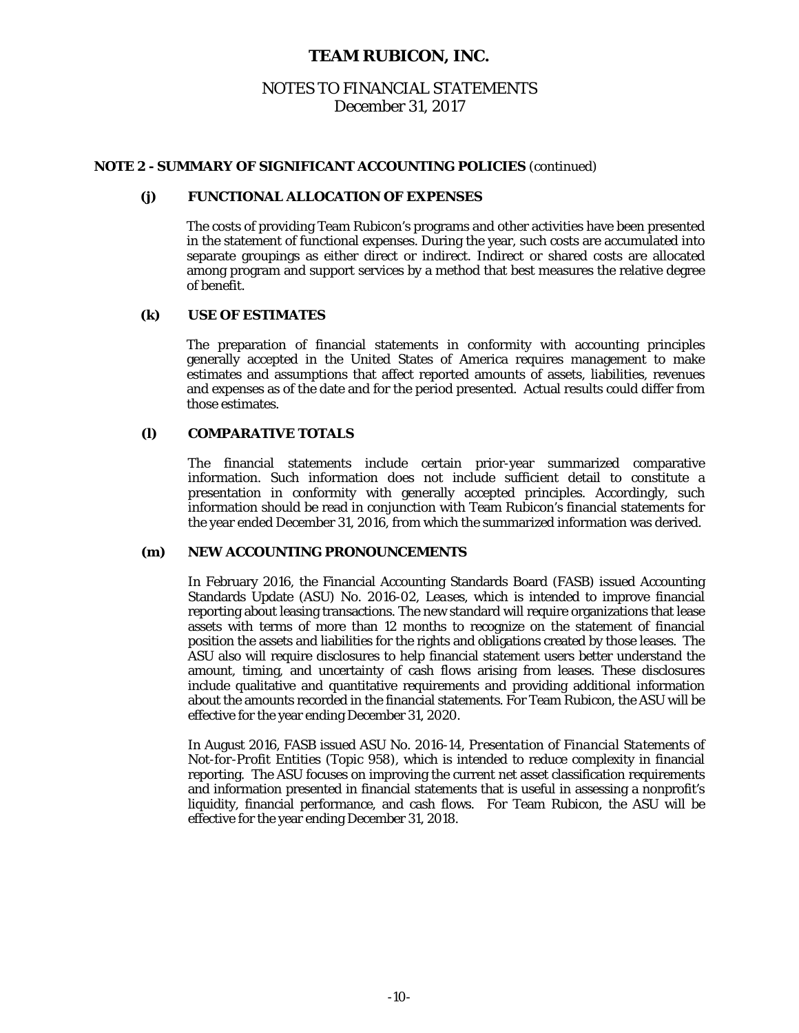# TEAM RUBICON, INC.

## NOTES TO FINANCIAL STATEMENTS
December 31, 2017

### NOTE 2 - SUMMARY OF SIGNIFICANT ACCOUNTING POLICIES *(continued)*

#### (j) FUNCTIONAL ALLOCATION OF EXPENSES

The costs of providing Team Rubicon's programs and other activities have been presented in the statement of functional expenses. During the year, such costs are accumulated into separate groupings as either direct or indirect. Indirect or shared costs are allocated among program and support services by a method that best measures the relative degree of benefit.

#### (k) USE OF ESTIMATES

The preparation of financial statements in conformity with accounting principles generally accepted in the United States of America requires management to make estimates and assumptions that affect reported amounts of assets, liabilities, revenues and expenses as of the date and for the period presented. Actual results could differ from those estimates.

#### (l) COMPARATIVE TOTALS

The financial statements include certain prior-year summarized comparative information. Such information does not include sufficient detail to constitute a presentation in conformity with generally accepted principles. Accordingly, such information should be read in conjunction with Team Rubicon's financial statements for the year ended December 31, 2016, from which the summarized information was derived.

#### (m) NEW ACCOUNTING PRONOUNCEMENTS

In February 2016, the Financial Accounting Standards Board (FASB) issued Accounting Standards Update (ASU) No. 2016-02, *Leases*, which is intended to improve financial reporting about leasing transactions. The new standard will require organizations that lease assets with terms of more than 12 months to recognize on the statement of financial position the assets and liabilities for the rights and obligations created by those leases. The ASU also will require disclosures to help financial statement users better understand the amount, timing, and uncertainty of cash flows arising from leases. These disclosures include qualitative and quantitative requirements and providing additional information about the amounts recorded in the financial statements. For Team Rubicon, the ASU will be effective for the year ending December 31, 2020.

In August 2016, FASB issued ASU No. 2016-14, *Presentation of Financial Statements of Not-for-Profit Entities (Topic 958)*, which is intended to reduce complexity in financial reporting. The ASU focuses on improving the current net asset classification requirements and information presented in financial statements that is useful in assessing a nonprofit's liquidity, financial performance, and cash flows. For Team Rubicon, the ASU will be effective for the year ending December 31, 2018.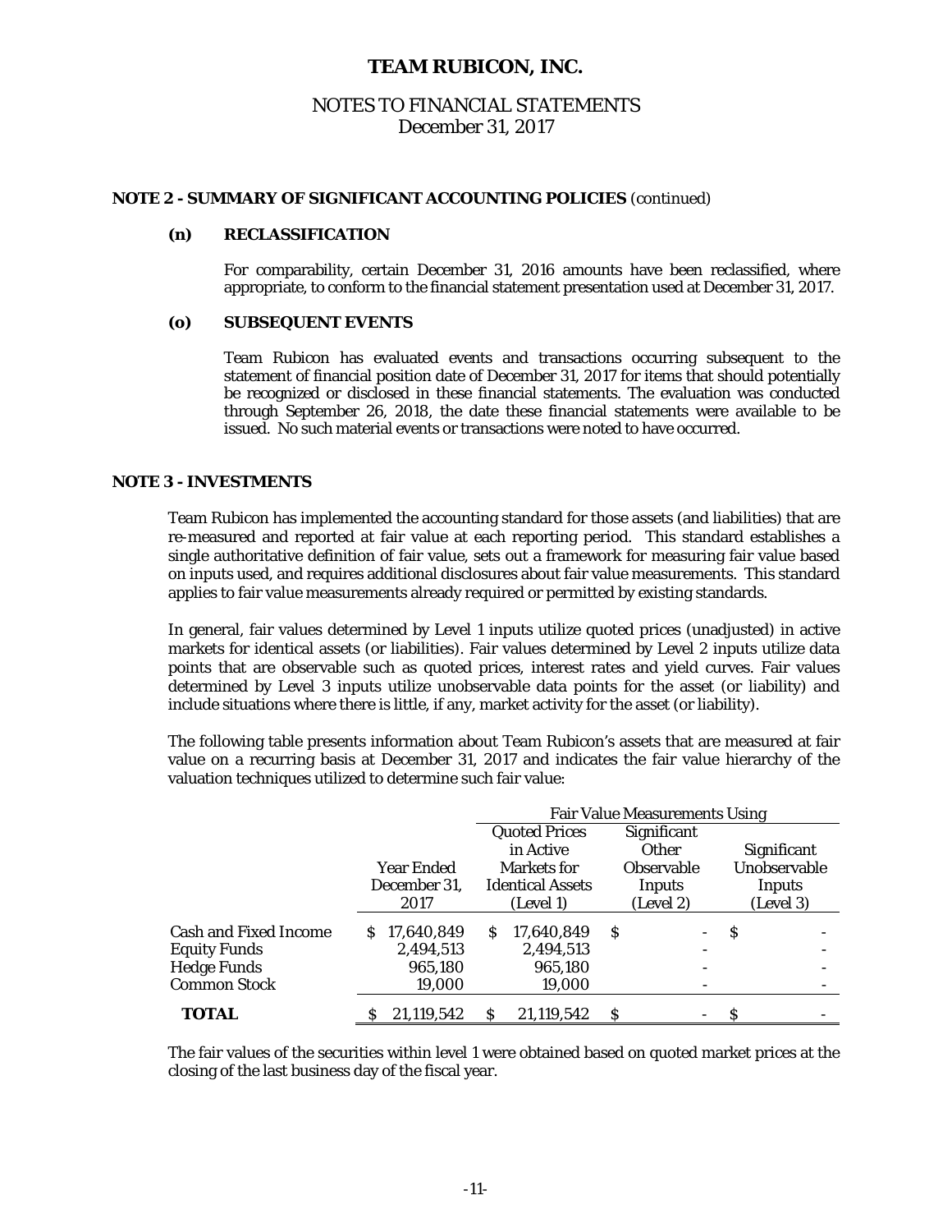# TEAM RUBICON, INC.

## NOTES TO FINANCIAL STATEMENTS
December 31, 2017

### NOTE 2 - SUMMARY OF SIGNIFICANT ACCOUNTING POLICIES *(continued)*

#### (n) RECLASSIFICATION

For comparability, certain December 31, 2016 amounts have been reclassified, where appropriate, to conform to the financial statement presentation used at December 31, 2017.

#### (o) SUBSEQUENT EVENTS

Team Rubicon has evaluated events and transactions occurring subsequent to the statement of financial position date of December 31, 2017 for items that should potentially be recognized or disclosed in these financial statements. The evaluation was conducted through September 26, 2018, the date these financial statements were available to be issued. No such material events or transactions were noted to have occurred.

### NOTE 3 - INVESTMENTS

Team Rubicon has implemented the accounting standard for those assets (and liabilities) that are re-measured and reported at fair value at each reporting period. This standard establishes a single authoritative definition of fair value, sets out a framework for measuring fair value based on inputs used, and requires additional disclosures about fair value measurements. This standard applies to fair value measurements already required or permitted by existing standards.

In general, fair values determined by Level 1 inputs utilize quoted prices (unadjusted) in active markets for identical assets (or liabilities). Fair values determined by Level 2 inputs utilize data points that are observable such as quoted prices, interest rates and yield curves. Fair values determined by Level 3 inputs utilize unobservable data points for the asset (or liability) and include situations where there is little, if any, market activity for the asset (or liability).

The following table presents information about Team Rubicon's assets that are measured at fair value on a recurring basis at December 31, 2017 and indicates the fair value hierarchy of the valuation techniques utilized to determine such fair value:

| | | Fair Value Measurements Using | | |
|---|---|---|---|---|
| | Year Ended December 31, 2017 | Quoted Prices in Active Markets for Identical Assets (Level 1) | Significant Other Observable Inputs (Level 2) | Significant Unobservable Inputs (Level 3) |
| Cash and Fixed Income | $ 17,640,849 | $ 17,640,849 | $ - | $ - |
| Equity Funds | 2,494,513 | 2,494,513 | - | - |
| Hedge Funds | 965,180 | 965,180 | - | - |
| Common Stock | 19,000 | 19,000 | - | - |
| **TOTAL** | $ 21,119,542 | $ 21,119,542 | $ - | $ - |

The fair values of the securities within level 1 were obtained based on quoted market prices at the closing of the last business day of the fiscal year.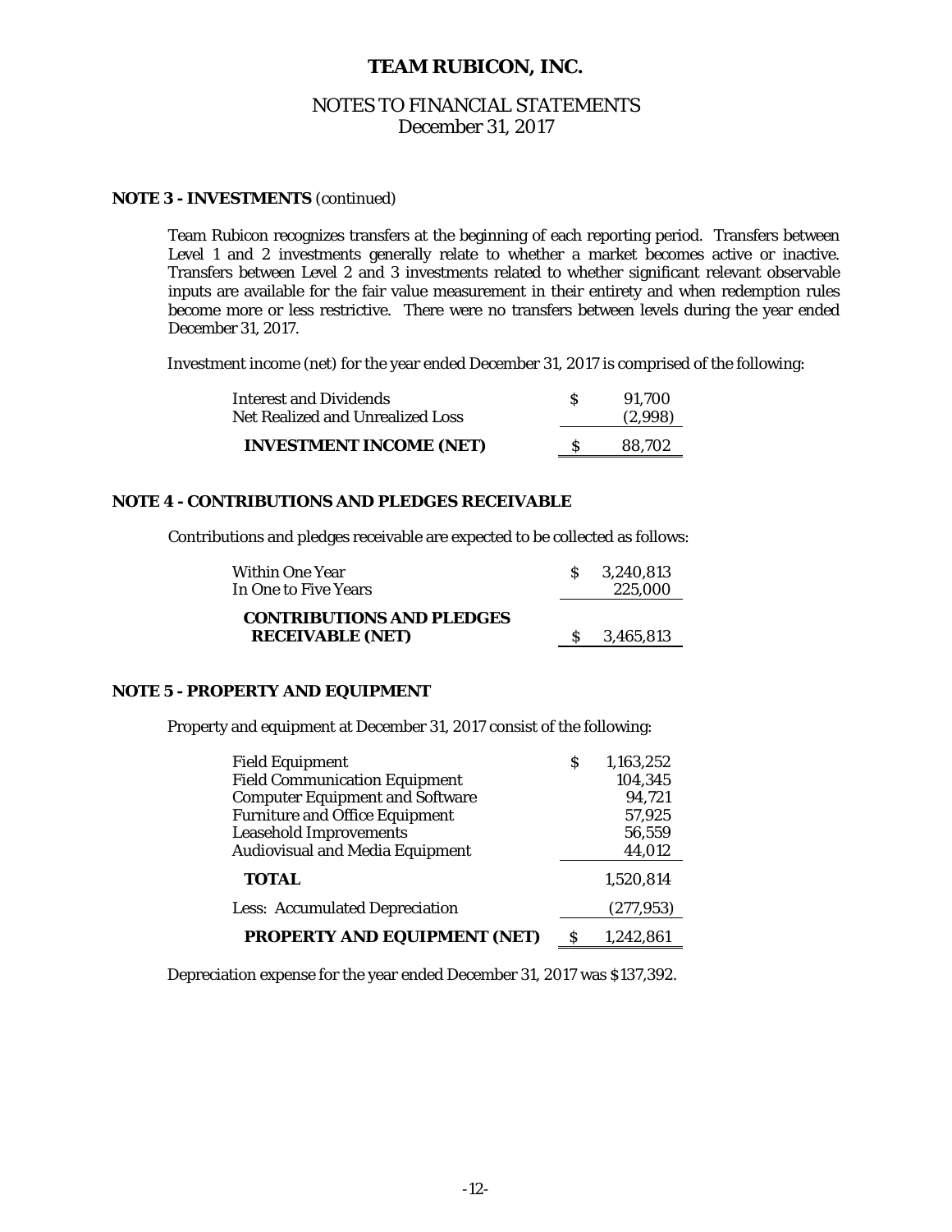## NOTE 3 - INVESTMENTS (continued)

Team Rubicon recognizes transfers at the beginning of each reporting period. Transfers between Level 1 and 2 investments generally relate to whether a market becomes active or inactive. Transfers between Level 2 and 3 investments related to whether significant relevant observable inputs are available for the fair value measurement in their entirety and when redemption rules become more or less restrictive. There were no transfers between levels during the year ended December 31, 2017.

Investment income (net) for the year ended December 31, 2017 is comprised of the following:

| | |
|---|---|
| Interest and Dividends | $ 91,700 |
| Net Realized and Unrealized Loss | (2,998) |
| **INVESTMENT INCOME (NET)** | $ 88,702 |

## NOTE 4 - CONTRIBUTIONS AND PLEDGES RECEIVABLE

Contributions and pledges receivable are expected to be collected as follows:

| | |
|---|---|
| Within One Year | $ 3,240,813 |
| In One to Five Years | 225,000 |
| **CONTRIBUTIONS AND PLEDGES RECEIVABLE (NET)** | $ 3,465,813 |

## NOTE 5 - PROPERTY AND EQUIPMENT

Property and equipment at December 31, 2017 consist of the following:

| | |
|---|---|
| Field Equipment | $ 1,163,252 |
| Field Communication Equipment | 104,345 |
| Computer Equipment and Software | 94,721 |
| Furniture and Office Equipment | 57,925 |
| Leasehold Improvements | 56,559 |
| Audiovisual and Media Equipment | 44,012 |
| **TOTAL** | 1,520,814 |
| Less: Accumulated Depreciation | (277,953) |
| **PROPERTY AND EQUIPMENT (NET)** | $ 1,242,861 |

Depreciation expense for the year ended December 31, 2017 was $137,392.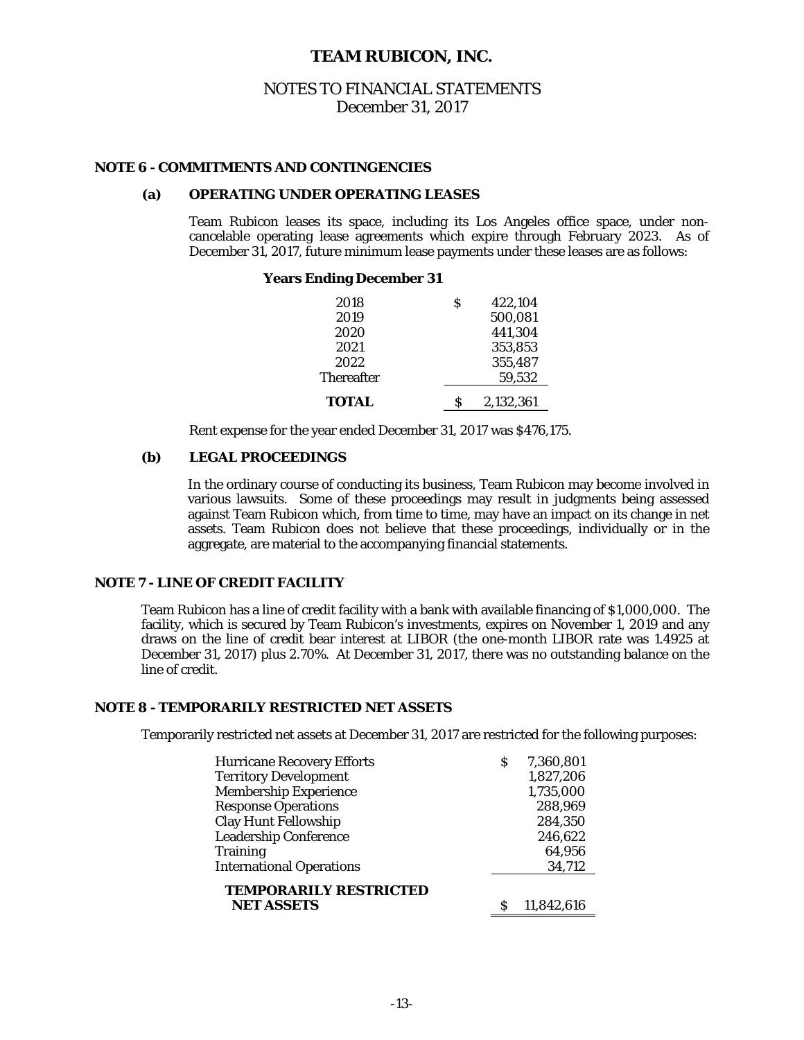# TEAM RUBICON, INC.

## NOTES TO FINANCIAL STATEMENTS
December 31, 2017

### NOTE 6 - COMMITMENTS AND CONTINGENCIES

#### (a) OPERATING UNDER OPERATING LEASES

Team Rubicon leases its space, including its Los Angeles office space, under non-cancelable operating lease agreements which expire through February 2023. As of December 31, 2017, future minimum lease payments under these leases are as follows:

| Years Ending December 31 | |
|---|---|
| 2018 | $ 422,104 |
| 2019 | 500,081 |
| 2020 | 441,304 |
| 2021 | 353,853 |
| 2022 | 355,487 |
| Thereafter | 59,532 |
| **TOTAL** | $ 2,132,361 |

Rent expense for the year ended December 31, 2017 was $476,175.

#### (b) LEGAL PROCEEDINGS

In the ordinary course of conducting its business, Team Rubicon may become involved in various lawsuits. Some of these proceedings may result in judgments being assessed against Team Rubicon which, from time to time, may have an impact on its change in net assets. Team Rubicon does not believe that these proceedings, individually or in the aggregate, are material to the accompanying financial statements.

### NOTE 7 - LINE OF CREDIT FACILITY

Team Rubicon has a line of credit facility with a bank with available financing of $1,000,000. The facility, which is secured by Team Rubicon's investments, expires on November 1, 2019 and any draws on the line of credit bear interest at LIBOR (the one-month LIBOR rate was 1.4925 at December 31, 2017) plus 2.70%. At December 31, 2017, there was no outstanding balance on the line of credit.

### NOTE 8 - TEMPORARILY RESTRICTED NET ASSETS

Temporarily restricted net assets at December 31, 2017 are restricted for the following purposes:

| | |
|---|---|
| Hurricane Recovery Efforts | $ 7,360,801 |
| Territory Development | 1,827,206 |
| Membership Experience | 1,735,000 |
| Response Operations | 288,969 |
| Clay Hunt Fellowship | 284,350 |
| Leadership Conference | 246,622 |
| Training | 64,956 |
| International Operations | 34,712 |
| **TEMPORARILY RESTRICTED NET ASSETS** | $ 11,842,616 |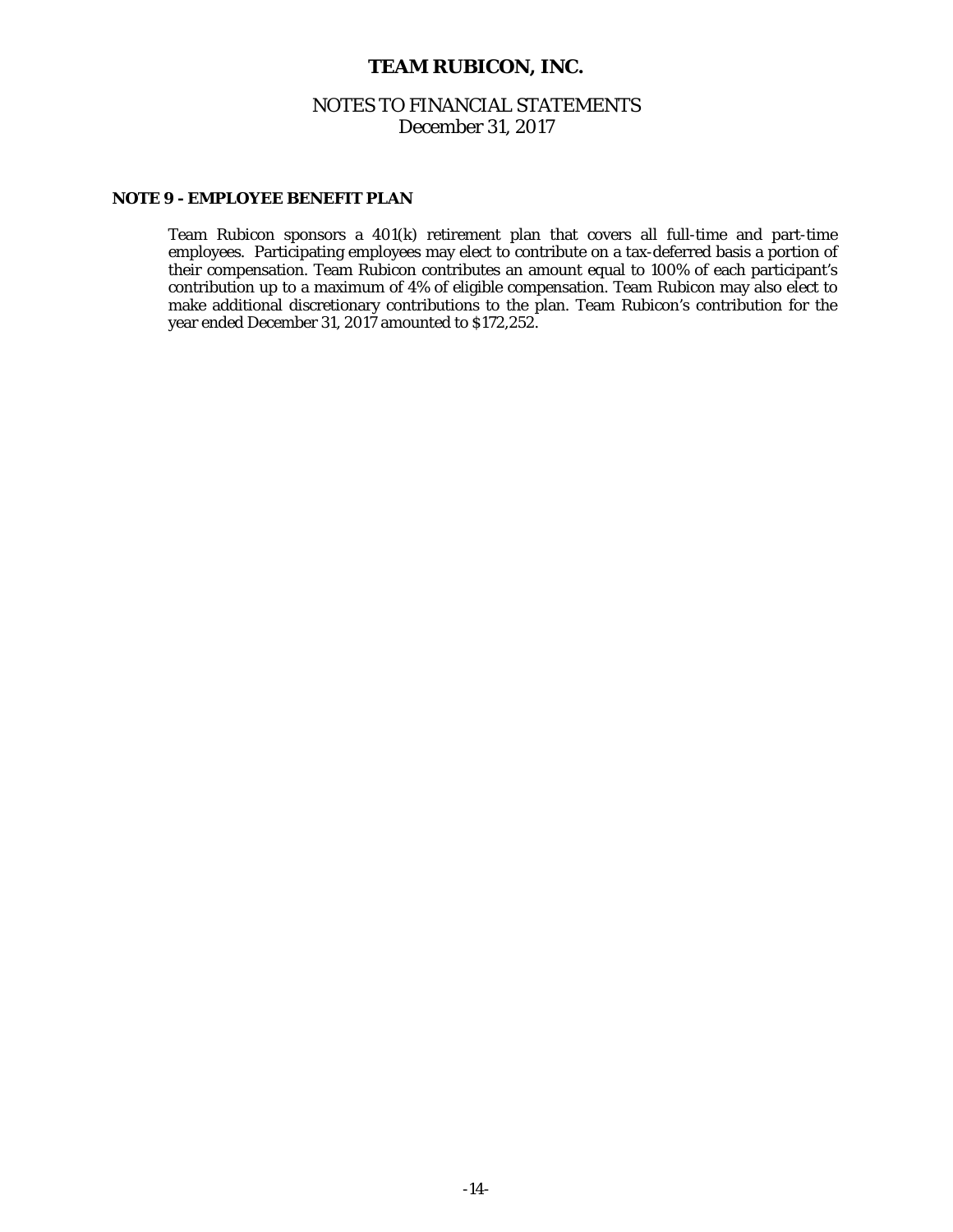# TEAM RUBICON, INC.

## NOTES TO FINANCIAL STATEMENTS
December 31, 2017

### NOTE 9 - EMPLOYEE BENEFIT PLAN

Team Rubicon sponsors a 401(k) retirement plan that covers all full-time and part-time employees. Participating employees may elect to contribute on a tax-deferred basis a portion of their compensation. Team Rubicon contributes an amount equal to 100% of each participant's contribution up to a maximum of 4% of eligible compensation. Team Rubicon may also elect to make additional discretionary contributions to the plan. Team Rubicon's contribution for the year ended December 31, 2017 amounted to $172,252.